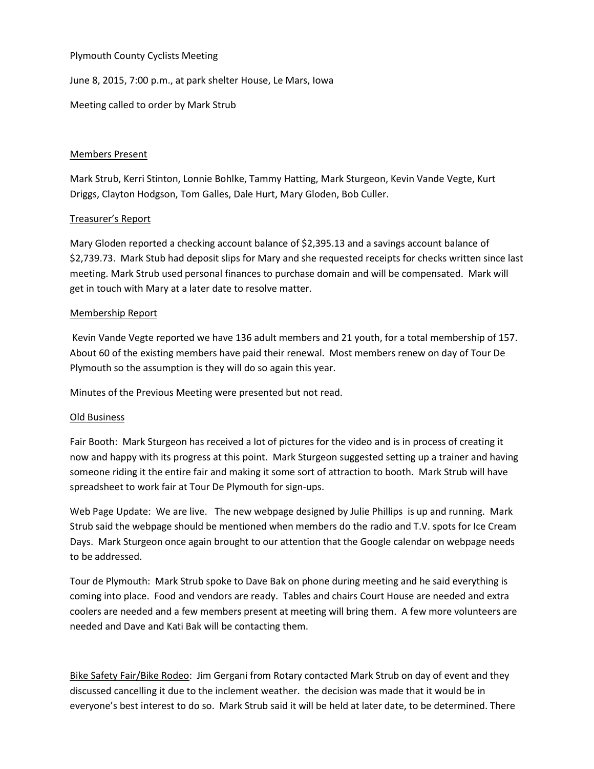Plymouth County Cyclists Meeting

June 8, 2015, 7:00 p.m., at park shelter House, Le Mars, Iowa

Meeting called to order by Mark Strub

Members Present

Mark Strub, Kerri Stinton, Lonnie Bohlke, Tammy Hatting, Mark Sturgeon, Kevin Vande Vegte, Kurt Driggs, Clayton Hodgson, Tom Galles, Dale Hurt, Mary Gloden, Bob Culler.

Treasurer's Report

Mary Gloden reported a checking account balance of $2,395.13 and a savings account balance of $2,739.73. Mark Stub had deposit slips for Mary and she requested receipts for checks written since last meeting. Mark Strub used personal finances to purchase domain and will be compensated. Mark will get in touch with Mary at a later date to resolve matter.

Membership Report

Kevin Vande Vegte reported we have 136 adult members and 21 youth, for a total membership of 157. About 60 of the existing members have paid their renewal. Most members renew on day of Tour De Plymouth so the assumption is they will do so again this year.

Minutes of the Previous Meeting were presented but not read.

Old Business

Fair Booth: Mark Sturgeon has received a lot of pictures for the video and is in process of creating it now and happy with its progress at this point. Mark Sturgeon suggested setting up a trainer and having someone riding it the entire fair and making it some sort of attraction to booth. Mark Strub will have spreadsheet to work fair at Tour De Plymouth for sign-ups.

Web Page Update: We are live. The new webpage designed by Julie Phillips is up and running. Mark Strub said the webpage should be mentioned when members do the radio and T.V. spots for Ice Cream Days. Mark Sturgeon once again brought to our attention that the Google calendar on webpage needs to be addressed.

Tour de Plymouth: Mark Strub spoke to Dave Bak on phone during meeting and he said everything is coming into place. Food and vendors are ready. Tables and chairs Court House are needed and extra coolers are needed and a few members present at meeting will bring them. A few more volunteers are needed and Dave and Kati Bak will be contacting them.

Bike Safety Fair/Bike Rodeo: Jim Gergani from Rotary contacted Mark Strub on day of event and they discussed cancelling it due to the inclement weather. the decision was made that it would be in everyone's best interest to do so. Mark Strub said it will be held at later date, to be determined. There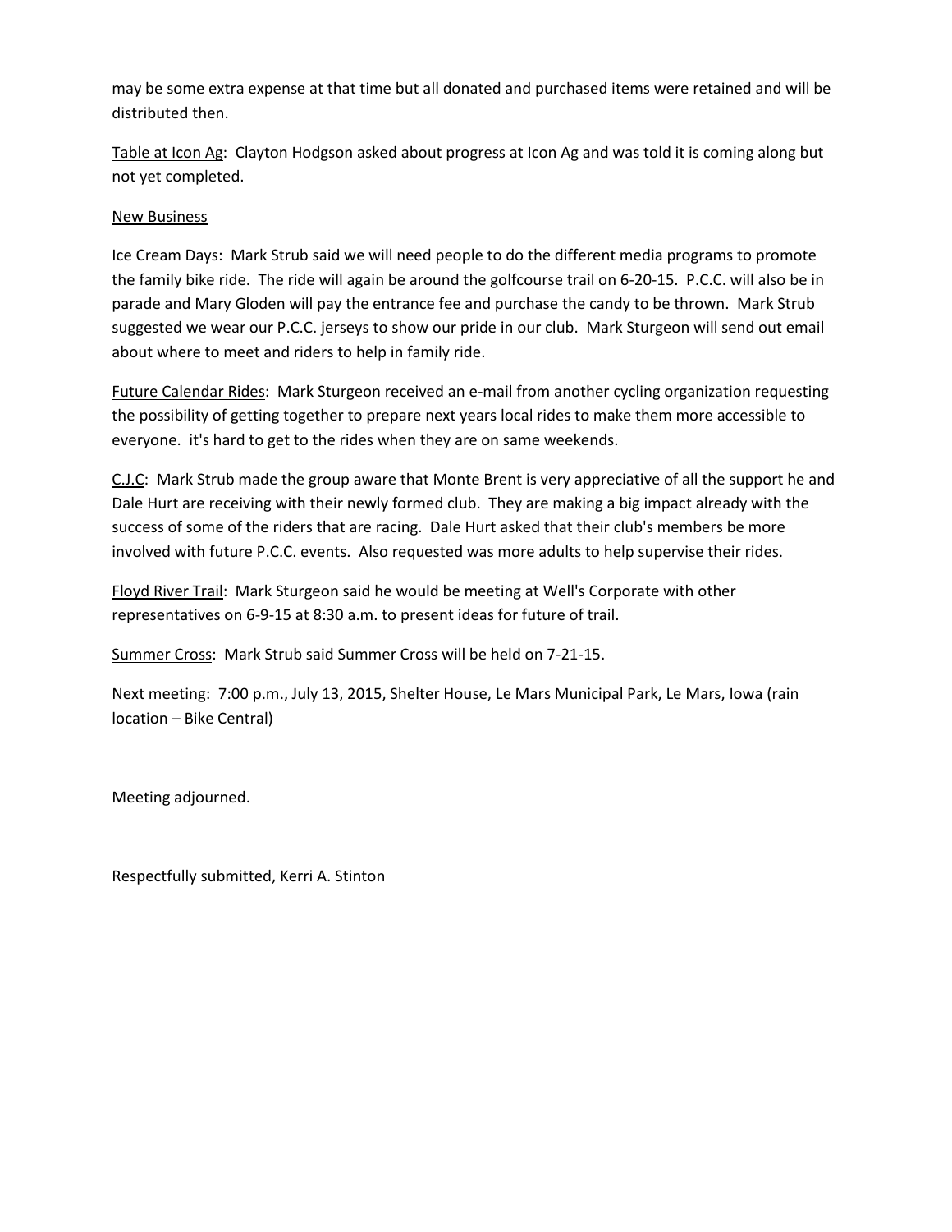may be some extra expense at that time but all donated and purchased items were retained and will be distributed then.

<u>Table at Icon Ag</u>: Clayton Hodgson asked about progress at Icon Ag and was told it is coming along but not yet completed.

<u>New Business</u>

Ice Cream Days: Mark Strub said we will need people to do the different media programs to promote the family bike ride. The ride will again be around the golfcourse trail on 6-20-15. P.C.C. will also be in parade and Mary Gloden will pay the entrance fee and purchase the candy to be thrown. Mark Strub suggested we wear our P.C.C. jerseys to show our pride in our club. Mark Sturgeon will send out email about where to meet and riders to help in family ride.

<u>Future Calendar Rides</u>: Mark Sturgeon received an e-mail from another cycling organization requesting the possibility of getting together to prepare next years local rides to make them more accessible to everyone. it's hard to get to the rides when they are on same weekends.

<u>C.J.C</u>: Mark Strub made the group aware that Monte Brent is very appreciative of all the support he and Dale Hurt are receiving with their newly formed club. They are making a big impact already with the success of some of the riders that are racing. Dale Hurt asked that their club's members be more involved with future P.C.C. events. Also requested was more adults to help supervise their rides.

<u>Floyd River Trail</u>: Mark Sturgeon said he would be meeting at Well's Corporate with other representatives on 6-9-15 at 8:30 a.m. to present ideas for future of trail.

<u>Summer Cross</u>: Mark Strub said Summer Cross will be held on 7-21-15.

Next meeting: 7:00 p.m., July 13, 2015, Shelter House, Le Mars Municipal Park, Le Mars, Iowa (rain location – Bike Central)

Meeting adjourned.

Respectfully submitted, Kerri A. Stinton